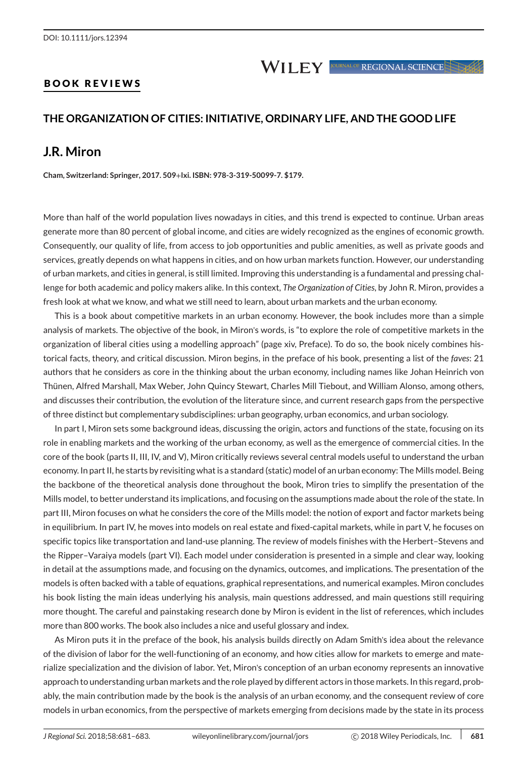## BOOK REVIEWS

# THE ORGANIZATION OF CITIES: INITIATIVE, ORDINARY LIFE, AND THE GOOD LIFE

## J.R. Miron

**Cham, Switzerland: Springer, 2017. 509+lxi. ISBN: 978-3-319-50099-7. $179.**

More than half of the world population lives nowadays in cities, and this trend is expected to continue. Urban areas generate more than 80 percent of global income, and cities are widely recognized as the engines of economic growth. Consequently, our quality of life, from access to job opportunities and public amenities, as well as private goods and services, greatly depends on what happens in cities, and on how urban markets function. However, our understanding of urban markets, and cities in general, is still limited. Improving this understanding is a fundamental and pressing challenge for both academic and policy makers alike. In this context, *The Organization of Cities*, by John R. Miron, provides a fresh look at what we know, and what we still need to learn, about urban markets and the urban economy.

This is a book about competitive markets in an urban economy. However, the book includes more than a simple analysis of markets. The objective of the book, in Miron's words, is "to explore the role of competitive markets in the organization of liberal cities using a modelling approach" (page xiv, Preface). To do so, the book nicely combines historical facts, theory, and critical discussion. Miron begins, in the preface of his book, presenting a list of the *faves*: 21 authors that he considers as core in the thinking about the urban economy, including names like Johan Heinrich von Thünen, Alfred Marshall, Max Weber, John Quincy Stewart, Charles Mill Tiebout, and William Alonso, among others, and discusses their contribution, the evolution of the literature since, and current research gaps from the perspective of three distinct but complementary subdisciplines: urban geography, urban economics, and urban sociology.

In part I, Miron sets some background ideas, discussing the origin, actors and functions of the state, focusing on its role in enabling markets and the working of the urban economy, as well as the emergence of commercial cities. In the core of the book (parts II, III, IV, and V), Miron critically reviews several central models useful to understand the urban economy. In part II, he starts by revisiting what is a standard (static) model of an urban economy: The Mills model. Being the backbone of the theoretical analysis done throughout the book, Miron tries to simplify the presentation of the Mills model, to better understand its implications, and focusing on the assumptions made about the role of the state. In part III, Miron focuses on what he considers the core of the Mills model: the notion of export and factor markets being in equilibrium. In part IV, he moves into models on real estate and fixed-capital markets, while in part V, he focuses on specific topics like transportation and land-use planning. The review of models finishes with the Herbert–Stevens and the Ripper–Varaiya models (part VI). Each model under consideration is presented in a simple and clear way, looking in detail at the assumptions made, and focusing on the dynamics, outcomes, and implications. The presentation of the models is often backed with a table of equations, graphical representations, and numerical examples. Miron concludes his book listing the main ideas underlying his analysis, main questions addressed, and main questions still requiring more thought. The careful and painstaking research done by Miron is evident in the list of references, which includes more than 800 works. The book also includes a nice and useful glossary and index.

As Miron puts it in the preface of the book, his analysis builds directly on Adam Smith's idea about the relevance of the division of labor for the well-functioning of an economy, and how cities allow for markets to emerge and materialize specialization and the division of labor. Yet, Miron's conception of an urban economy represents an innovative approach to understanding urban markets and the role played by different actors in those markets. In this regard, probably, the main contribution made by the book is the analysis of an urban economy, and the consequent review of core models in urban economics, from the perspective of markets emerging from decisions made by the state in its process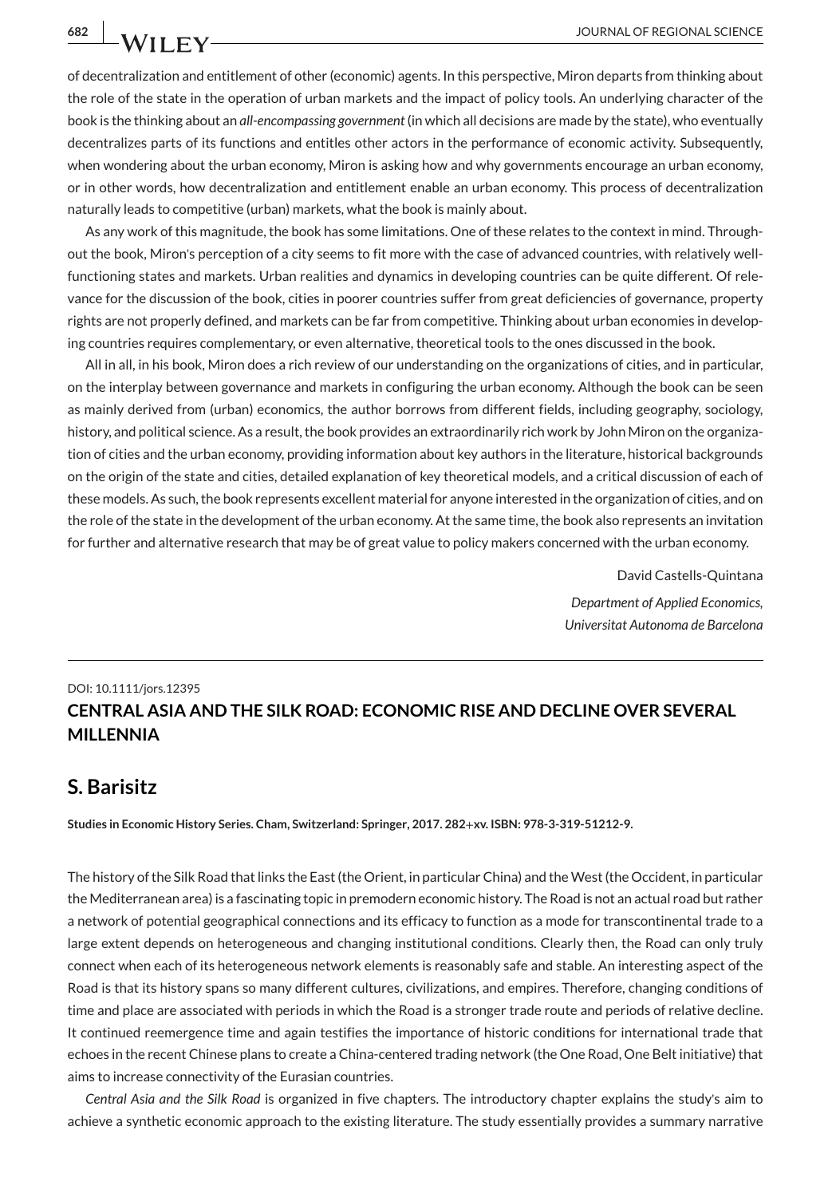of decentralization and entitlement of other (economic) agents. In this perspective, Miron departs from thinking about the role of the state in the operation of urban markets and the impact of policy tools. An underlying character of the book is the thinking about an *all-encompassing government* (in which all decisions are made by the state), who eventually decentralizes parts of its functions and entitles other actors in the performance of economic activity. Subsequently, when wondering about the urban economy, Miron is asking how and why governments encourage an urban economy, or in other words, how decentralization and entitlement enable an urban economy. This process of decentralization naturally leads to competitive (urban) markets, what the book is mainly about.

As any work of this magnitude, the book has some limitations. One of these relates to the context in mind. Throughout the book, Miron's perception of a city seems to fit more with the case of advanced countries, with relatively well-functioning states and markets. Urban realities and dynamics in developing countries can be quite different. Of relevance for the discussion of the book, cities in poorer countries suffer from great deficiencies of governance, property rights are not properly defined, and markets can be far from competitive. Thinking about urban economies in developing countries requires complementary, or even alternative, theoretical tools to the ones discussed in the book.

All in all, in his book, Miron does a rich review of our understanding on the organizations of cities, and in particular, on the interplay between governance and markets in configuring the urban economy. Although the book can be seen as mainly derived from (urban) economics, the author borrows from different fields, including geography, sociology, history, and political science. As a result, the book provides an extraordinarily rich work by John Miron on the organization of cities and the urban economy, providing information about key authors in the literature, historical backgrounds on the origin of the state and cities, detailed explanation of key theoretical models, and a critical discussion of each of these models. As such, the book represents excellent material for anyone interested in the organization of cities, and on the role of the state in the development of the urban economy. At the same time, the book also represents an invitation for further and alternative research that may be of great value to policy makers concerned with the urban economy.

David Castells-Quintana

*Department of Applied Economics,*
*Universitat Autonoma de Barcelona*

---

DOI: 10.1111/jors.12395

## CENTRAL ASIA AND THE SILK ROAD: ECONOMIC RISE AND DECLINE OVER SEVERAL MILLENNIA

## S. Barisitz

**Studies in Economic History Series. Cham, Switzerland: Springer, 2017. 282+xv. ISBN: 978-3-319-51212-9.**

The history of the Silk Road that links the East (the Orient, in particular China) and the West (the Occident, in particular the Mediterranean area) is a fascinating topic in premodern economic history. The Road is not an actual road but rather a network of potential geographical connections and its efficacy to function as a mode for transcontinental trade to a large extent depends on heterogeneous and changing institutional conditions. Clearly then, the Road can only truly connect when each of its heterogeneous network elements is reasonably safe and stable. An interesting aspect of the Road is that its history spans so many different cultures, civilizations, and empires. Therefore, changing conditions of time and place are associated with periods in which the Road is a stronger trade route and periods of relative decline. It continued reemergence time and again testifies the importance of historic conditions for international trade that echoes in the recent Chinese plans to create a China-centered trading network (the One Road, One Belt initiative) that aims to increase connectivity of the Eurasian countries.

*Central Asia and the Silk Road* is organized in five chapters. The introductory chapter explains the study's aim to achieve a synthetic economic approach to the existing literature. The study essentially provides a summary narrative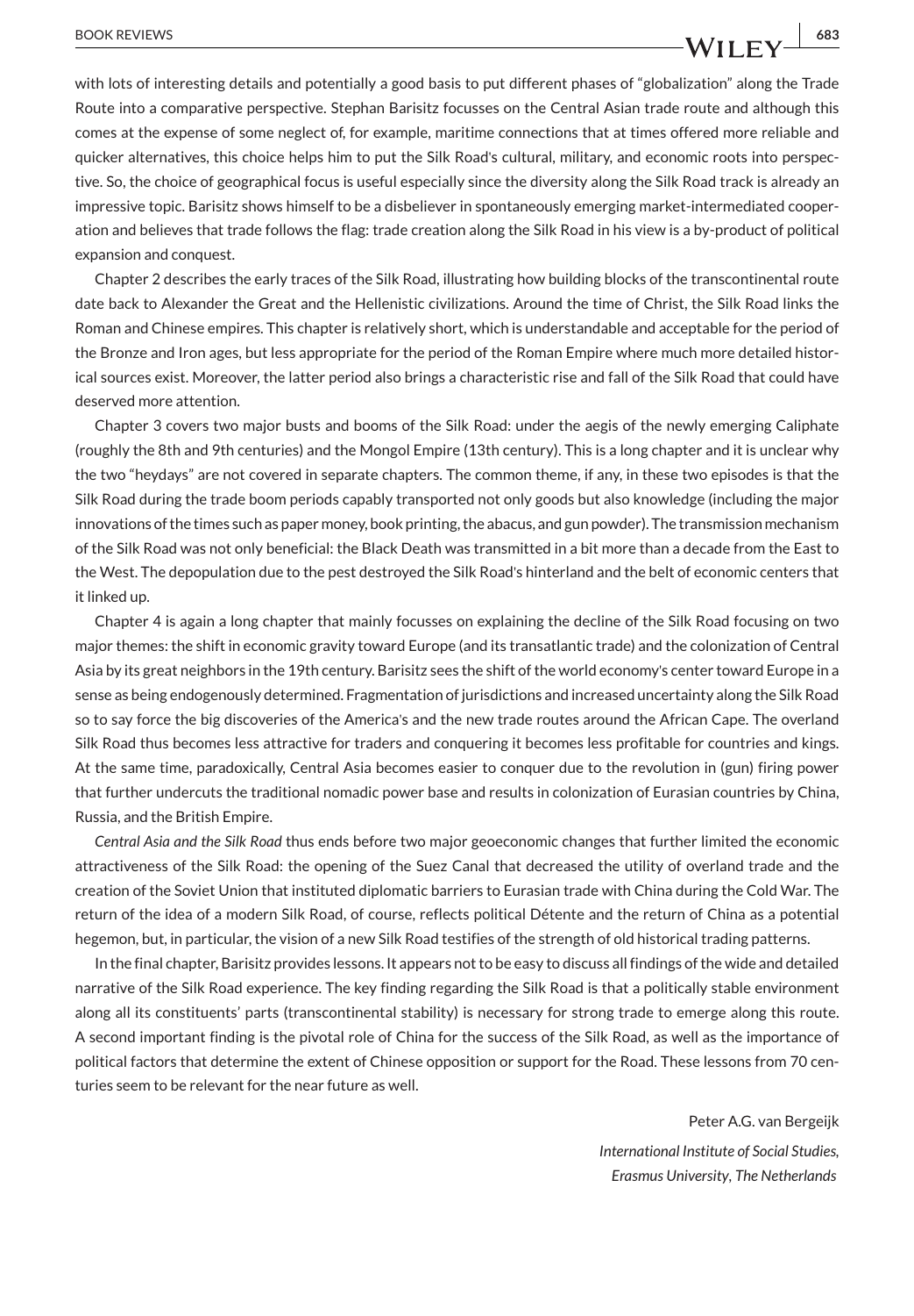with lots of interesting details and potentially a good basis to put different phases of "globalization" along the Trade Route into a comparative perspective. Stephan Barisitz focusses on the Central Asian trade route and although this comes at the expense of some neglect of, for example, maritime connections that at times offered more reliable and quicker alternatives, this choice helps him to put the Silk Road's cultural, military, and economic roots into perspective. So, the choice of geographical focus is useful especially since the diversity along the Silk Road track is already an impressive topic. Barisitz shows himself to be a disbeliever in spontaneously emerging market-intermediated cooperation and believes that trade follows the flag: trade creation along the Silk Road in his view is a by-product of political expansion and conquest.

Chapter 2 describes the early traces of the Silk Road, illustrating how building blocks of the transcontinental route date back to Alexander the Great and the Hellenistic civilizations. Around the time of Christ, the Silk Road links the Roman and Chinese empires. This chapter is relatively short, which is understandable and acceptable for the period of the Bronze and Iron ages, but less appropriate for the period of the Roman Empire where much more detailed historical sources exist. Moreover, the latter period also brings a characteristic rise and fall of the Silk Road that could have deserved more attention.

Chapter 3 covers two major busts and booms of the Silk Road: under the aegis of the newly emerging Caliphate (roughly the 8th and 9th centuries) and the Mongol Empire (13th century). This is a long chapter and it is unclear why the two "heydays" are not covered in separate chapters. The common theme, if any, in these two episodes is that the Silk Road during the trade boom periods capably transported not only goods but also knowledge (including the major innovations of the times such as paper money, book printing, the abacus, and gun powder). The transmission mechanism of the Silk Road was not only beneficial: the Black Death was transmitted in a bit more than a decade from the East to the West. The depopulation due to the pest destroyed the Silk Road's hinterland and the belt of economic centers that it linked up.

Chapter 4 is again a long chapter that mainly focusses on explaining the decline of the Silk Road focusing on two major themes: the shift in economic gravity toward Europe (and its transatlantic trade) and the colonization of Central Asia by its great neighbors in the 19th century. Barisitz sees the shift of the world economy's center toward Europe in a sense as being endogenously determined. Fragmentation of jurisdictions and increased uncertainty along the Silk Road so to say force the big discoveries of the America's and the new trade routes around the African Cape. The overland Silk Road thus becomes less attractive for traders and conquering it becomes less profitable for countries and kings. At the same time, paradoxically, Central Asia becomes easier to conquer due to the revolution in (gun) firing power that further undercuts the traditional nomadic power base and results in colonization of Eurasian countries by China, Russia, and the British Empire.

*Central Asia and the Silk Road* thus ends before two major geoeconomic changes that further limited the economic attractiveness of the Silk Road: the opening of the Suez Canal that decreased the utility of overland trade and the creation of the Soviet Union that instituted diplomatic barriers to Eurasian trade with China during the Cold War. The return of the idea of a modern Silk Road, of course, reflects political Détente and the return of China as a potential hegemon, but, in particular, the vision of a new Silk Road testifies of the strength of old historical trading patterns.

In the final chapter, Barisitz provides lessons. It appears not to be easy to discuss all findings of the wide and detailed narrative of the Silk Road experience. The key finding regarding the Silk Road is that a politically stable environment along all its constituents' parts (transcontinental stability) is necessary for strong trade to emerge along this route. A second important finding is the pivotal role of China for the success of the Silk Road, as well as the importance of political factors that determine the extent of Chinese opposition or support for the Road. These lessons from 70 centuries seem to be relevant for the near future as well.

Peter A.G. van Bergeijk

*International Institute of Social Studies, Erasmus University, The Netherlands*